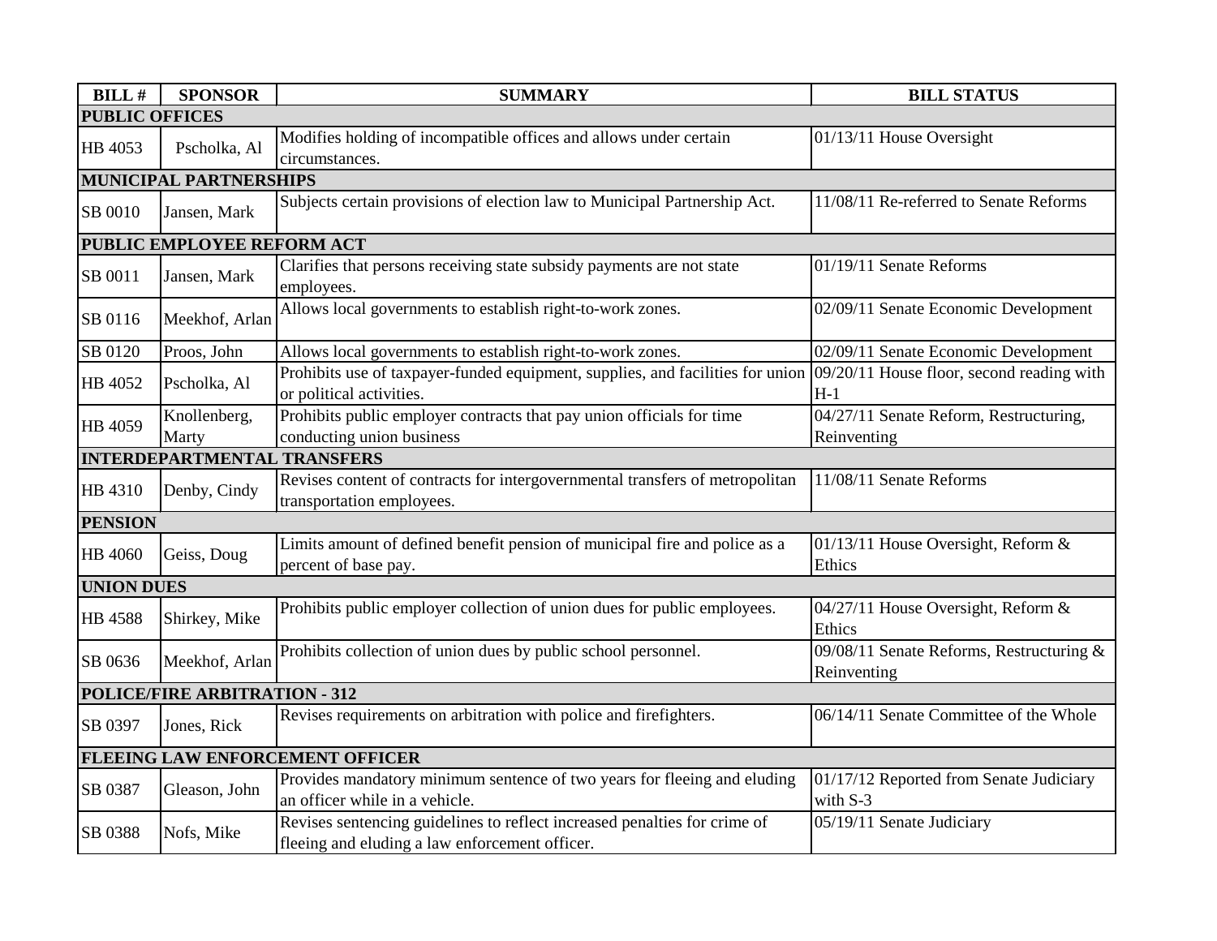| BILL # | SPONSOR | SUMMARY | BILL STATUS |
|---|---|---|---|
| **PUBLIC OFFICES** | | | |
| HB 4053 | Pscholka, Al | Modifies holding of incompatible offices and allows under certain circumstances. | 01/13/11 House Oversight |
| **MUNICIPAL PARTNERSHIPS** | | | |
| SB 0010 | Jansen, Mark | Subjects certain provisions of election law to Municipal Partnership Act. | 11/08/11 Re-referred to Senate Reforms |
| **PUBLIC EMPLOYEE REFORM ACT** | | | |
| SB 0011 | Jansen, Mark | Clarifies that persons receiving state subsidy payments are not state employees. | 01/19/11 Senate Reforms |
| SB 0116 | Meekhof, Arlan | Allows local governments to establish right-to-work zones. | 02/09/11 Senate Economic Development |
| SB 0120 | Proos, John | Allows local governments to establish right-to-work zones. | 02/09/11 Senate Economic Development |
| HB 4052 | Pscholka, Al | Prohibits use of taxpayer-funded equipment, supplies, and facilities for union or political activities. | 09/20/11 House floor, second reading with H-1 |
| HB 4059 | Knollenberg, Marty | Prohibits public employer contracts that pay union officials for time conducting union business | 04/27/11 Senate Reform, Restructuring, Reinventing |
| **INTERDEPARTMENTAL TRANSFERS** | | | |
| HB 4310 | Denby, Cindy | Revises content of contracts for intergovernmental transfers of metropolitan transportation employees. | 11/08/11 Senate Reforms |
| **PENSION** | | | |
| HB 4060 | Geiss, Doug | Limits amount of defined benefit pension of municipal fire and police as a percent of base pay. | 01/13/11 House Oversight, Reform & Ethics |
| **UNION DUES** | | | |
| HB 4588 | Shirkey, Mike | Prohibits public employer collection of union dues for public employees. | 04/27/11 House Oversight, Reform & Ethics |
| SB 0636 | Meekhof, Arlan | Prohibits collection of union dues by public school personnel. | 09/08/11 Senate Reforms, Restructuring & Reinventing |
| **POLICE/FIRE ARBITRATION - 312** | | | |
| SB 0397 | Jones, Rick | Revises requirements on arbitration with police and firefighters. | 06/14/11 Senate Committee of the Whole |
| **FLEEING LAW ENFORCEMENT OFFICER** | | | |
| SB 0387 | Gleason, John | Provides mandatory minimum sentence of two years for fleeing and eluding an officer while in a vehicle. | 01/17/12 Reported from Senate Judiciary with S-3 |
| SB 0388 | Nofs, Mike | Revises sentencing guidelines to reflect increased penalties for crime of fleeing and eluding a law enforcement officer. | 05/19/11 Senate Judiciary |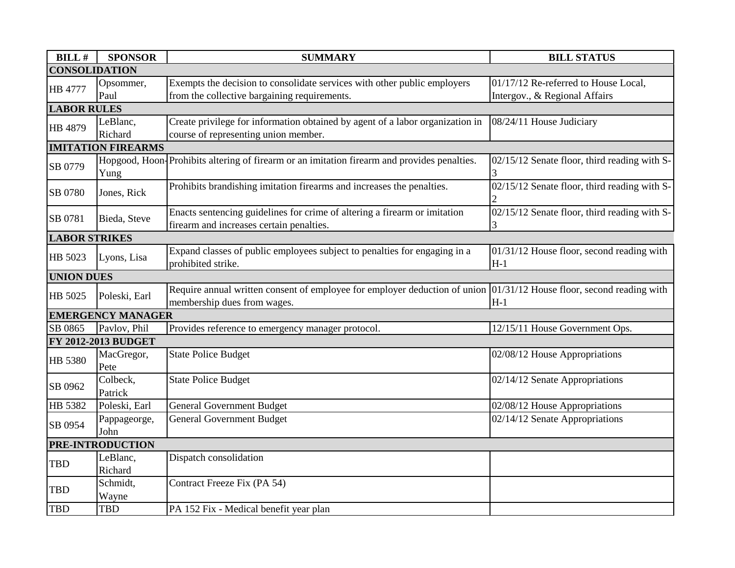| BILL # | SPONSOR | SUMMARY | BILL STATUS |
| --- | --- | --- | --- |
| **CONSOLIDATION** | | | |
| HB 4777 | Opsommer, Paul | Exempts the decision to consolidate services with other public employers from the collective bargaining requirements. | 01/17/12 Re-referred to House Local, Intergov., & Regional Affairs |
| **LABOR RULES** | | | |
| HB 4879 | LeBlanc, Richard | Create privilege for information obtained by agent of a labor organization in course of representing union member. | 08/24/11 House Judiciary |
| **IMITATION FIREARMS** | | | |
| SB 0779 | Hopgood, Hoon-Yung | Prohibits altering of firearm or an imitation firearm and provides penalties. | 02/15/12 Senate floor, third reading with S-3 |
| SB 0780 | Jones, Rick | Prohibits brandishing imitation firearms and increases the penalties. | 02/15/12 Senate floor, third reading with S-2 |
| SB 0781 | Bieda, Steve | Enacts sentencing guidelines for crime of altering a firearm or imitation firearm and increases certain penalties. | 02/15/12 Senate floor, third reading with S-3 |
| **LABOR STRIKES** | | | |
| HB 5023 | Lyons, Lisa | Expand classes of public employees subject to penalties for engaging in a prohibited strike. | 01/31/12 House floor, second reading with H-1 |
| **UNION DUES** | | | |
| HB 5025 | Poleski, Earl | Require annual written consent of employee for employer deduction of union membership dues from wages. | 01/31/12 House floor, second reading with H-1 |
| **EMERGENCY MANAGER** | | | |
| SB 0865 | Pavlov, Phil | Provides reference to emergency manager protocol. | 12/15/11 House Government Ops. |
| **FY 2012-2013 BUDGET** | | | |
| HB 5380 | MacGregor, Pete | State Police Budget | 02/08/12 House Appropriations |
| SB 0962 | Colbeck, Patrick | State Police Budget | 02/14/12 Senate Appropriations |
| HB 5382 | Poleski, Earl | General Government Budget | 02/08/12 House Appropriations |
| SB 0954 | Pappageorge, John | General Government Budget | 02/14/12 Senate Appropriations |
| **PRE-INTRODUCTION** | | | |
| TBD | LeBlanc, Richard | Dispatch consolidation | |
| TBD | Schmidt, Wayne | Contract Freeze Fix (PA 54) | |
| TBD | TBD | PA 152 Fix - Medical benefit year plan | |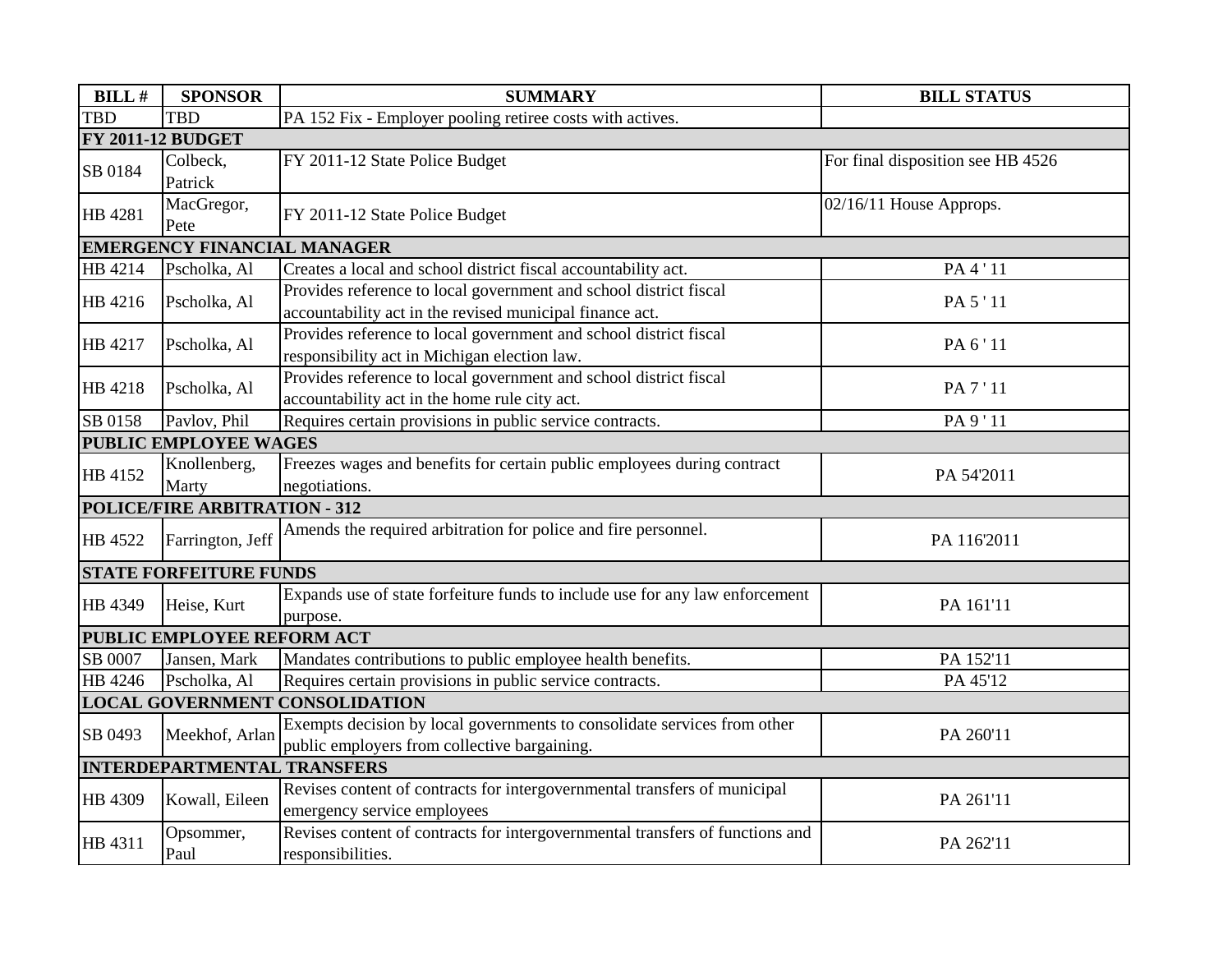| BILL # | SPONSOR | SUMMARY | BILL STATUS |
|---|---|---|---|
| TBD | TBD | PA 152 Fix - Employer pooling retiree costs with actives. | |
| **FY 2011-12 BUDGET** | | | |
| SB 0184 | Colbeck, Patrick | FY 2011-12 State Police Budget | For final disposition see HB 4526 |
| HB 4281 | MacGregor, Pete | FY 2011-12 State Police Budget | 02/16/11 House Approps. |
| **EMERGENCY FINANCIAL MANAGER** | | | |
| HB 4214 | Pscholka, Al | Creates a local and school district fiscal accountability act. | PA 4 ' 11 |
| HB 4216 | Pscholka, Al | Provides reference to local government and school district fiscal accountability act in the revised municipal finance act. | PA 5 ' 11 |
| HB 4217 | Pscholka, Al | Provides reference to local government and school district fiscal responsibility act in Michigan election law. | PA 6 ' 11 |
| HB 4218 | Pscholka, Al | Provides reference to local government and school district fiscal accountability act in the home rule city act. | PA 7 ' 11 |
| SB 0158 | Pavlov, Phil | Requires certain provisions in public service contracts. | PA 9 ' 11 |
| **PUBLIC EMPLOYEE WAGES** | | | |
| HB 4152 | Knollenberg, Marty | Freezes wages and benefits for certain public employees during contract negotiations. | PA 54'2011 |
| **POLICE/FIRE ARBITRATION - 312** | | | |
| HB 4522 | Farrington, Jeff | Amends the required arbitration for police and fire personnel. | PA 116'2011 |
| **STATE FORFEITURE FUNDS** | | | |
| HB 4349 | Heise, Kurt | Expands use of state forfeiture funds to include use for any law enforcement purpose. | PA 161'11 |
| **PUBLIC EMPLOYEE REFORM ACT** | | | |
| SB 0007 | Jansen, Mark | Mandates contributions to public employee health benefits. | PA 152'11 |
| HB 4246 | Pscholka, Al | Requires certain provisions in public service contracts. | PA 45'12 |
| **LOCAL GOVERNMENT CONSOLIDATION** | | | |
| SB 0493 | Meekhof, Arlan | Exempts decision by local governments to consolidate services from other public employers from collective bargaining. | PA 260'11 |
| **INTERDEPARTMENTAL TRANSFERS** | | | |
| HB 4309 | Kowall, Eileen | Revises content of contracts for intergovernmental transfers of municipal emergency service employees | PA 261'11 |
| HB 4311 | Opsommer, Paul | Revises content of contracts for intergovernmental transfers of functions and responsibilities. | PA 262'11 |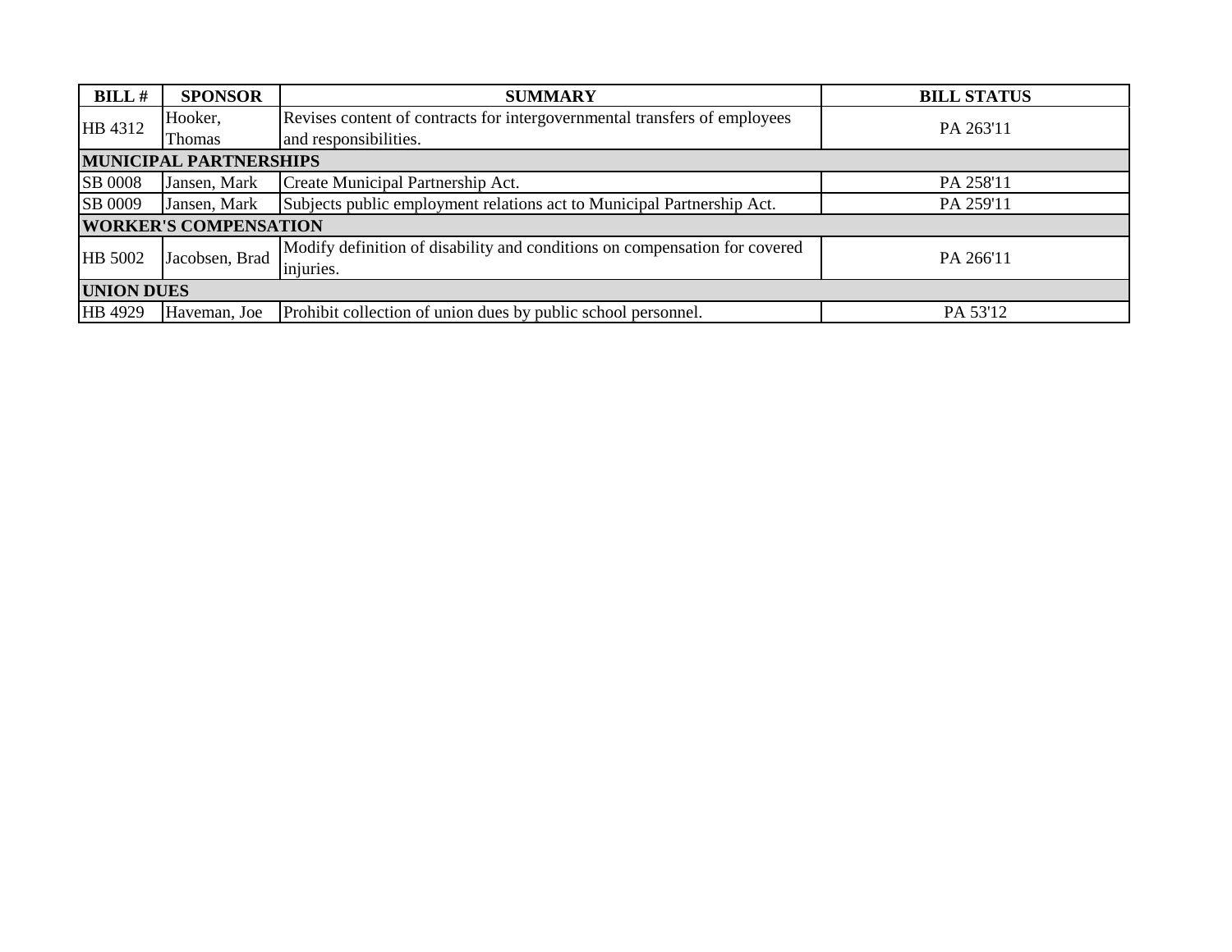| BILL # | SPONSOR | SUMMARY | BILL STATUS |
| --- | --- | --- | --- |
| HB 4312 | Hooker, Thomas | Revises content of contracts for intergovernmental transfers of employees and responsibilities. | PA 263'11 |
| **MUNICIPAL PARTNERSHIPS** | | | |
| SB 0008 | Jansen, Mark | Create Municipal Partnership Act. | PA 258'11 |
| SB 0009 | Jansen, Mark | Subjects public employment relations act to Municipal Partnership Act. | PA 259'11 |
| **WORKER'S COMPENSATION** | | | |
| HB 5002 | Jacobsen, Brad | Modify definition of disability and conditions on compensation for covered injuries. | PA 266'11 |
| **UNION DUES** | | | |
| HB 4929 | Haveman, Joe | Prohibit collection of union dues by public school personnel. | PA 53'12 |